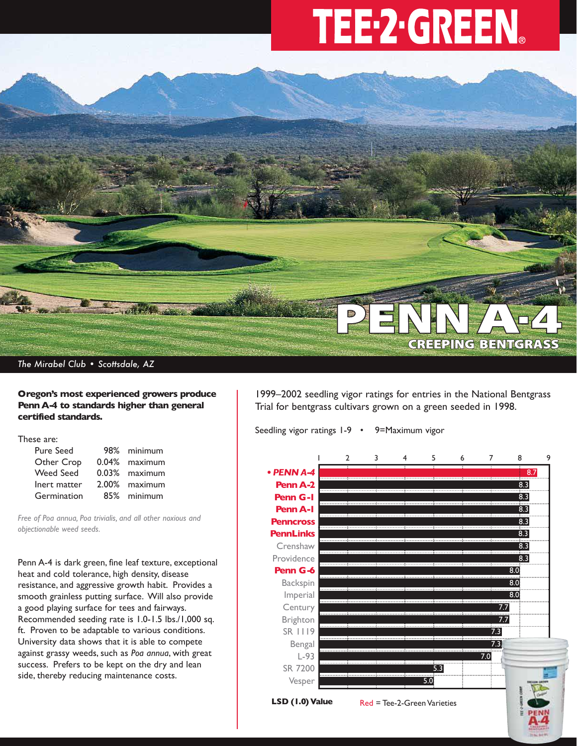# TEE·2·GREEN®

# PENN A-4

## CREEPING BENTGRASS

*The Mirabel Club • Scottsdale, AZ*

**Oregon's most experienced growers produce Penn A-4 to standards higher than general certified standards.**

These are:

| | | |
|---|---|---|
| Pure Seed | 98% | minimum |
| Other Crop | 0.04% | maximum |
| Weed Seed | 0.03% | maximum |
| Inert matter | 2.00% | maximum |
| Germination | 85% | minimum |

*Free of Poa annua, Poa trivialis, and all other noxious and objectionable weed seeds.*

Penn A-4 is dark green, fine leaf texture, exceptional heat and cold tolerance, high density, disease resistance, and aggressive growth habit. Provides a smooth grainless putting surface. Will also provide a good playing surface for tees and fairways. Recommended seeding rate is 1.0-1.5 lbs./1,000 sq. ft. Proven to be adaptable to various conditions. University data shows that it is able to compete against grassy weeds, such as *Poa annua*, with great success. Prefers to be kept on the dry and lean side, thereby reducing maintenance costs.

1999–2002 seedling vigor ratings for entries in the National Bentgrass Trial for bentgrass cultivars grown on a green seeded in 1998.

Seedling vigor ratings 1-9 • 9=Maximum vigor

| Cultivar | Rating |
|---|---|
| • **PENN A-4** | 8.7 |
| **Penn A-2** | 8.3 |
| **Penn G-1** | 8.3 |
| **Penn A-1** | 8.3 |
| **Penncross** | 8.3 |
| **PennLinks** | 8.3 |
| Crenshaw | 8.3 |
| Providence | 8.3 |
| **Penn G-6** | 8.0 |
| Backspin | 8.0 |
| Imperial | 8.0 |
| Century | 7.7 |
| Brighton | 7.7 |
| SR 1119 | 7.3 |
| Bengal | 7.3 |
| L-93 | 7.0 |
| SR 7200 | 5.3 |
| Vesper | 5.0 |

**LSD (1.0) Value**

Red = Tee-2-Green Varieties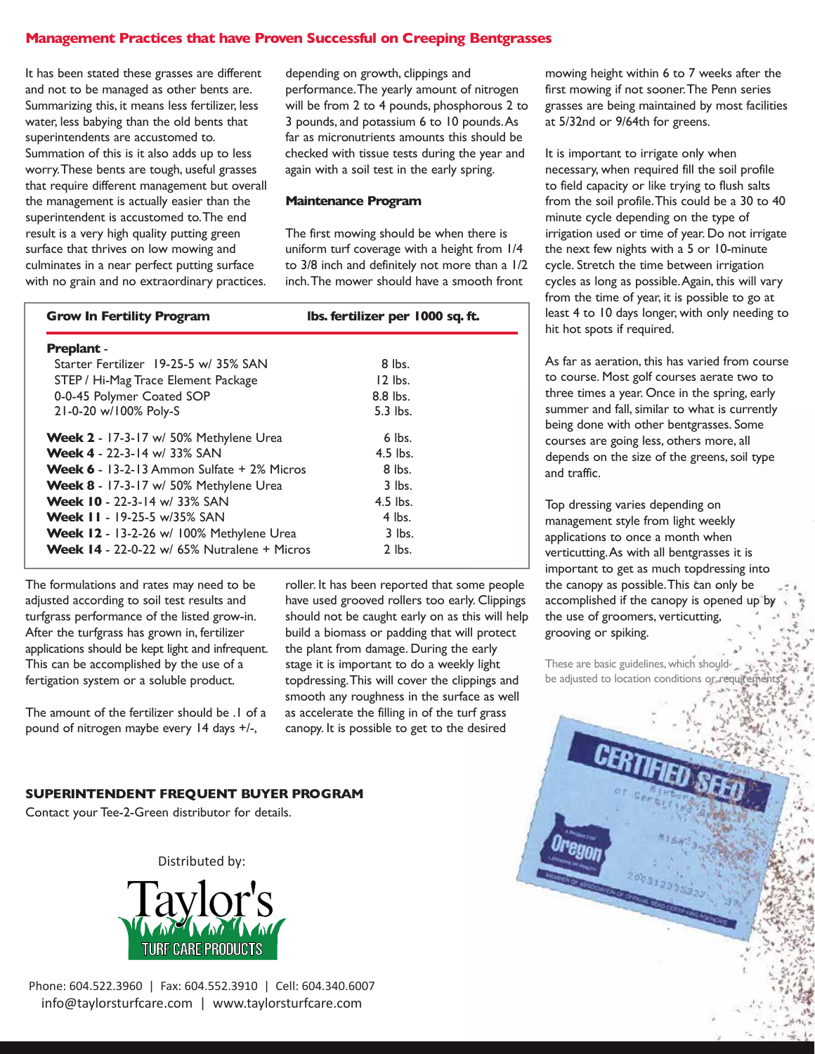## Management Practices that have Proven Successful on Creeping Bentgrasses

It has been stated these grasses are different and not to be managed as other bents are. Summarizing this, it means less fertilizer, less water, less babying than the old bents that superintendents are accustomed to. Summation of this is it also adds up to less worry. These bents are tough, useful grasses that require different management but overall the management is actually easier than the superintendent is accustomed to. The end result is a very high quality putting green surface that thrives on low mowing and culminates in a near perfect putting surface with no grain and no extraordinary practices.

| Grow In Fertility Program | lbs. fertilizer per 1000 sq. ft. |
|---|---|
| **Preplant** - | |
| Starter Fertilizer 19-25-5 w/ 35% SAN | 8 lbs. |
| STEP / Hi-Mag Trace Element Package | 12 lbs. |
| 0-0-45 Polymer Coated SOP | 8.8 lbs. |
| 21-0-20 w/100% Poly-S | 5.3 lbs. |
| **Week 2** - 17-3-17 w/ 50% Methylene Urea | 6 lbs. |
| **Week 4** - 22-3-14 w/ 33% SAN | 4.5 lbs. |
| **Week 6** - 13-2-13 Ammon Sulfate + 2% Micros | 8 lbs. |
| **Week 8** - 17-3-17 w/ 50% Methylene Urea | 3 lbs. |
| **Week 10** - 22-3-14 w/ 33% SAN | 4.5 lbs. |
| **Week 11** - 19-25-5 w/35% SAN | 4 lbs. |
| **Week 12** - 13-2-26 w/ 100% Methylene Urea | 3 lbs. |
| **Week 14** - 22-0-22 w/ 65% Nutralene + Micros | 2 lbs. |

The formulations and rates may need to be adjusted according to soil test results and turfgrass performance of the listed grow-in. After the turfgrass has grown in, fertilizer applications should be kept light and infrequent. This can be accomplished by the use of a fertigation system or a soluble product.

The amount of the fertilizer should be .1 of a pound of nitrogen maybe every 14 days +/-, depending on growth, clippings and performance. The yearly amount of nitrogen will be from 2 to 4 pounds, phosphorous 2 to 3 pounds, and potassium 6 to 10 pounds. As far as micronutrients amounts this should be checked with tissue tests during the year and again with a soil test in the early spring.

### Maintenance Program

The first mowing should be when there is uniform turf coverage with a height from 1/4 to 3/8 inch and definitely not more than a 1/2 inch. The mower should have a smooth front roller. It has been reported that some people have used grooved rollers too early. Clippings should not be caught early on as this will help build a biomass or padding that will protect the plant from damage. During the early stage it is important to do a weekly light topdressing. This will cover the clippings and smooth any roughness in the surface as well as accelerate the filling in of the turf grass canopy. It is possible to get to the desired mowing height within 6 to 7 weeks after the first mowing if not sooner. The Penn series grasses are being maintained by most facilities at 5/32nd or 9/64th for greens.

It is important to irrigate only when necessary, when required fill the soil profile to field capacity or like trying to flush salts from the soil profile. This could be a 30 to 40 minute cycle depending on the type of irrigation used or time of year. Do not irrigate the next few nights with a 5 or 10-minute cycle. Stretch the time between irrigation cycles as long as possible. Again, this will vary from the time of year, it is possible to go at least 4 to 10 days longer, with only needing to hit hot spots if required.

As far as aeration, this has varied from course to course. Most golf courses aerate two to three times a year. Once in the spring, early summer and fall, similar to what is currently being done with other bentgrasses. Some courses are going less, others more, all depends on the size of the greens, soil type and traffic.

Top dressing varies depending on management style from light weekly applications to once a month when verticutting. As with all bentgrasses it is important to get as much topdressing into the canopy as possible. This can only be accomplished if the canopy is opened up by the use of groomers, verticutting, grooving or spiking.

These are basic guidelines, which should be adjusted to location conditions or requirements.

**SUPERINTENDENT FREQUENT BUYER PROGRAM**

Contact your Tee-2-Green distributor for details.

Distributed by:

Taylor's TURF CARE PRODUCTS

Phone: 604.522.3960 | Fax: 604.552.3910 | Cell: 604.340.6007

info@taylorsturfcare.com | www.taylorsturfcare.com